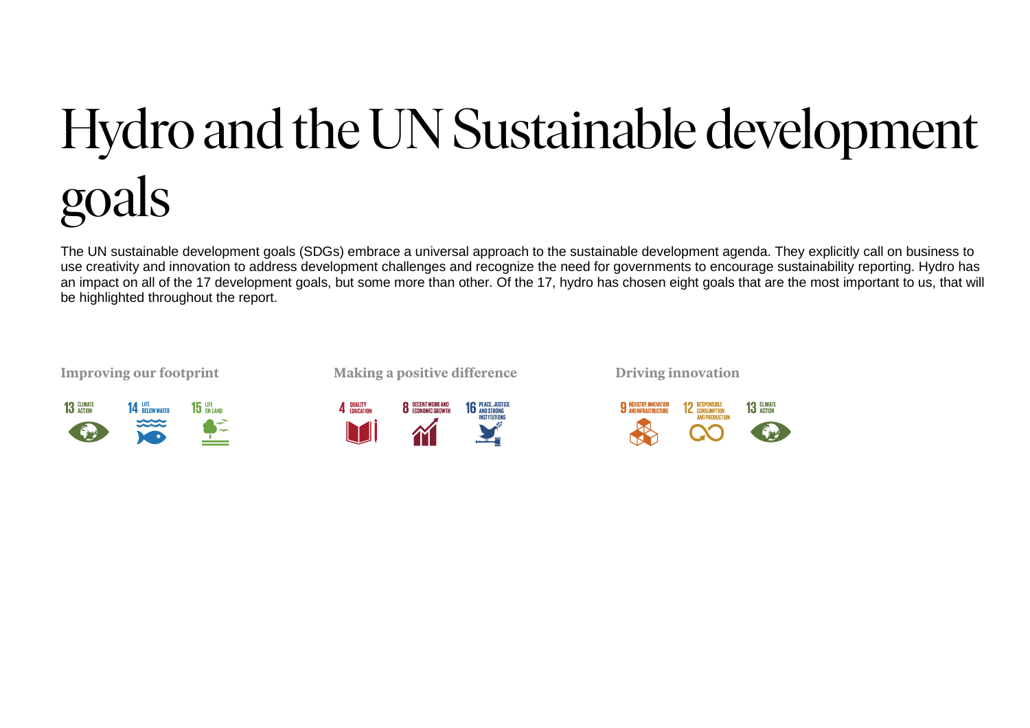# Hydro and the UN Sustainable development goals

The UN sustainable development goals (SDGs) embrace a universal approach to the sustainable development agenda. They explicitly call on business to use creativity and innovation to address development challenges and recognize the need for governments to encourage sustainability reporting. Hydro has an impact on all of the 17 development goals, but some more than other. Of the 17, hydro has chosen eight goals that are the most important to us, that will be highlighted throughout the report.

### Improving our footprint

13 CLIMATE ACTION

14 LIFE BELOW WATER

15 LIFE ON LAND

### Making a positive difference

4 QUALITY EDUCATION

8 DECENT WORK AND ECONOMIC GROWTH

16 PEACE, JUSTICE AND STRONG INSTITUTIONS

### Driving innovation

9 INDUSTRY, INNOVATION AND INFRASTRUCTURE

12 RESPONSIBLE CONSUMPTION AND PRODUCTION

13 CLIMATE ACTION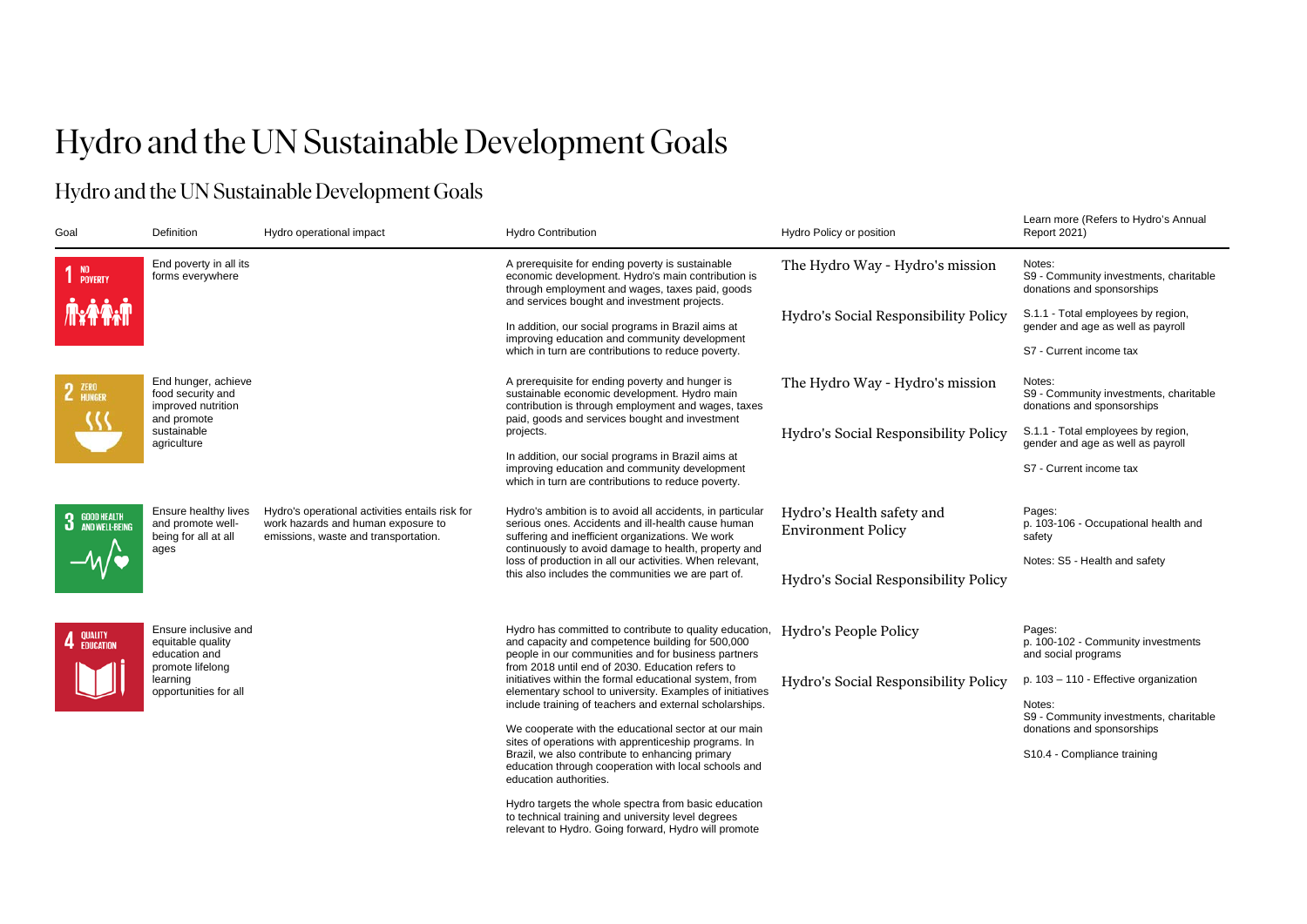# Hydro and the UN Sustainable Development Goals

## Hydro and the UN Sustainable Development Goals

| Goal | Definition | Hydro operational impact | Hydro Contribution | Hydro Policy or position | Learn more (Refers to Hydro's Annual Report 2021) |
|---|---|---|---|---|---|
| 1 NO POVERTY | End poverty in all its forms everywhere | | A prerequisite for ending poverty is sustainable economic development. Hydro's main contribution is through employment and wages, taxes paid, goods and services bought and investment projects.<br><br>In addition, our social programs in Brazil aims at improving education and community development which in turn are contributions to reduce poverty. | The Hydro Way - Hydro's mission<br><br>Hydro's Social Responsibility Policy | Notes:<br>S9 - Community investments, charitable donations and sponsorships<br><br>S.1.1 - Total employees by region, gender and age as well as payroll<br><br>S7 - Current income tax |
| 2 ZERO HUNGER | End hunger, achieve food security and improved nutrition and promote sustainable agriculture | | A prerequisite for ending poverty and hunger is sustainable economic development. Hydro main contribution is through employment and wages, taxes paid, goods and services bought and investment projects.<br><br>In addition, our social programs in Brazil aims at improving education and community development which in turn are contributions to reduce poverty. | The Hydro Way - Hydro's mission<br><br>Hydro's Social Responsibility Policy | Notes:<br>S9 - Community investments, charitable donations and sponsorships<br><br>S.1.1 - Total employees by region, gender and age as well as payroll<br><br>S7 - Current income tax |
| 3 GOOD HEALTH AND WELL-BEING | Ensure healthy lives and promote well-being for all at all ages | Hydro's operational activities entails risk for work hazards and human exposure to emissions, waste and transportation. | Hydro's ambition is to avoid all accidents, in particular serious ones. Accidents and ill-health cause human suffering and inefficient organizations. We work continuously to avoid damage to health, property and loss of production in all our activities. When relevant, this also includes the communities we are part of. | Hydro's Health safety and Environment Policy<br><br>Hydro's Social Responsibility Policy | Pages:<br>p. 103-106 - Occupational health and safety<br><br>Notes: S5 - Health and safety |
| 4 QUALITY EDUCATION | Ensure inclusive and equitable quality education and promote lifelong learning opportunities for all | | Hydro has committed to contribute to quality education, and capacity and competence building for 500,000 people in our communities and for business partners from 2018 until end of 2030. Education refers to initiatives within the formal educational system, from elementary school to university. Examples of initiatives include training of teachers and external scholarships.<br><br>We cooperate with the educational sector at our main sites of operations with apprenticeship programs. In Brazil, we also contribute to enhancing primary education through cooperation with local schools and education authorities.<br><br>Hydro targets the whole spectra from basic education to technical training and university level degrees relevant to Hydro. Going forward, Hydro will promote | Hydro's People Policy<br><br>Hydro's Social Responsibility Policy | Pages:<br>p. 100-102 - Community investments and social programs<br><br>p. 103 – 110 - Effective organization<br><br>Notes:<br>S9 - Community investments, charitable donations and sponsorships<br><br>S10.4 - Compliance training |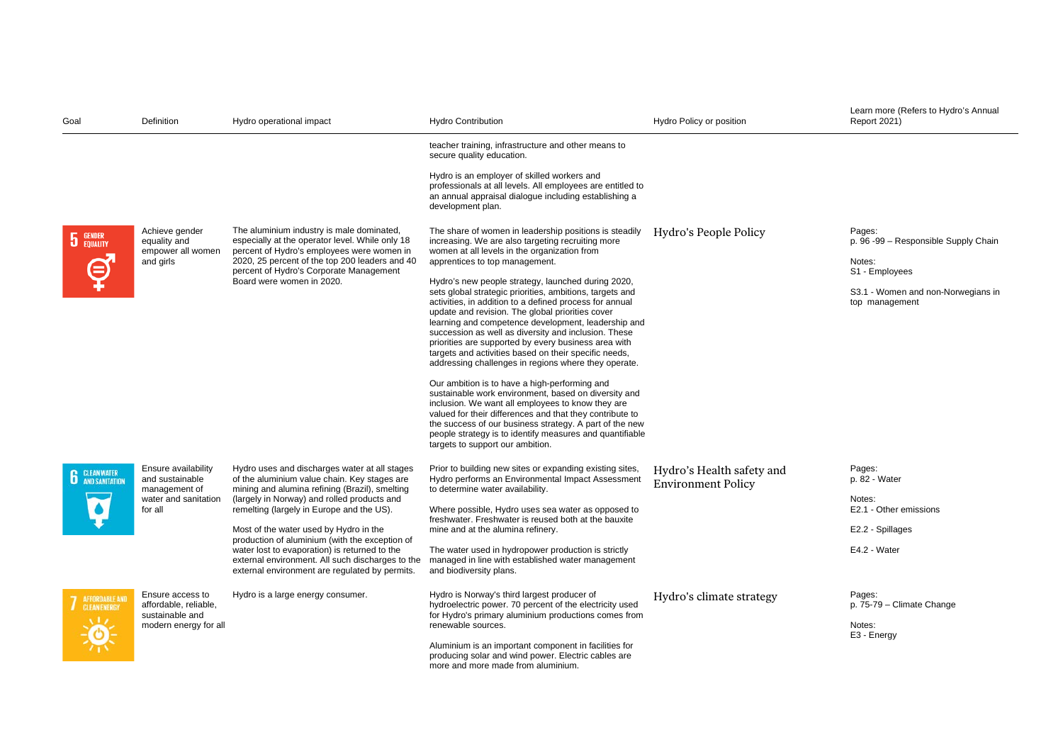| Goal | Definition | Hydro operational impact | Hydro Contribution | Hydro Policy or position | Learn more (Refers to Hydro's Annual Report 2021) |
|---|---|---|---|---|---|
| | | | teacher training, infrastructure and other means to secure quality education.<br><br>Hydro is an employer of skilled workers and professionals at all levels. All employees are entitled to an annual appraisal dialogue including establishing a development plan. | | |
| 5 GENDER EQUALITY | Achieve gender equality and empower all women and girls | The aluminium industry is male dominated, especially at the operator level. While only 18 percent of Hydro's employees were women in 2020, 25 percent of the top 200 leaders and 40 percent of Hydro's Corporate Management Board were women in 2020. | The share of women in leadership positions is steadily increasing. We are also targeting recruiting more women at all levels in the organization from apprentices to top management.<br><br>Hydro's new people strategy, launched during 2020, sets global strategic priorities, ambitions, targets and activities, in addition to a defined process for annual update and revision. The global priorities cover learning and competence development, leadership and succession as well as diversity and inclusion. These priorities are supported by every business area with targets and activities based on their specific needs, addressing challenges in regions where they operate.<br><br>Our ambition is to have a high-performing and sustainable work environment, based on diversity and inclusion. We want all employees to know they are valued for their differences and that they contribute to the success of our business strategy. A part of the new people strategy is to identify measures and quantifiable targets to support our ambition. | Hydro's People Policy | Pages:<br>p. 96 -99 – Responsible Supply Chain<br><br>Notes:<br>S1 - Employees<br><br>S3.1 - Women and non-Norwegians in top management |
| 6 CLEAN WATER AND SANITATION | Ensure availability and sustainable management of water and sanitation for all | Hydro uses and discharges water at all stages of the aluminium value chain. Key stages are mining and alumina refining (Brazil), smelting (largely in Norway) and rolled products and remelting (largely in Europe and the US).<br><br>Most of the water used by Hydro in the production of aluminium (with the exception of water lost to evaporation) is returned to the external environment. All such discharges to the external environment are regulated by permits. | Prior to building new sites or expanding existing sites, Hydro performs an Environmental Impact Assessment to determine water availability.<br><br>Where possible, Hydro uses sea water as opposed to freshwater. Freshwater is reused both at the bauxite mine and at the alumina refinery.<br><br>The water used in hydropower production is strictly managed in line with established water management and biodiversity plans. | Hydro's Health safety and Environment Policy | Pages:<br>p. 82 - Water<br><br>Notes:<br>E2.1 - Other emissions<br><br>E2.2 - Spillages<br><br>E4.2 - Water |
| 7 AFFORDABLE AND CLEAN ENERGY | Ensure access to affordable, reliable, sustainable and modern energy for all | Hydro is a large energy consumer. | Hydro is Norway's third largest producer of hydroelectric power. 70 percent of the electricity used for Hydro's primary aluminium productions comes from renewable sources.<br><br>Aluminium is an important component in facilities for producing solar and wind power. Electric cables are more and more made from aluminium. | Hydro's climate strategy | Pages:<br>p. 75-79 – Climate Change<br><br>Notes:<br>E3 - Energy |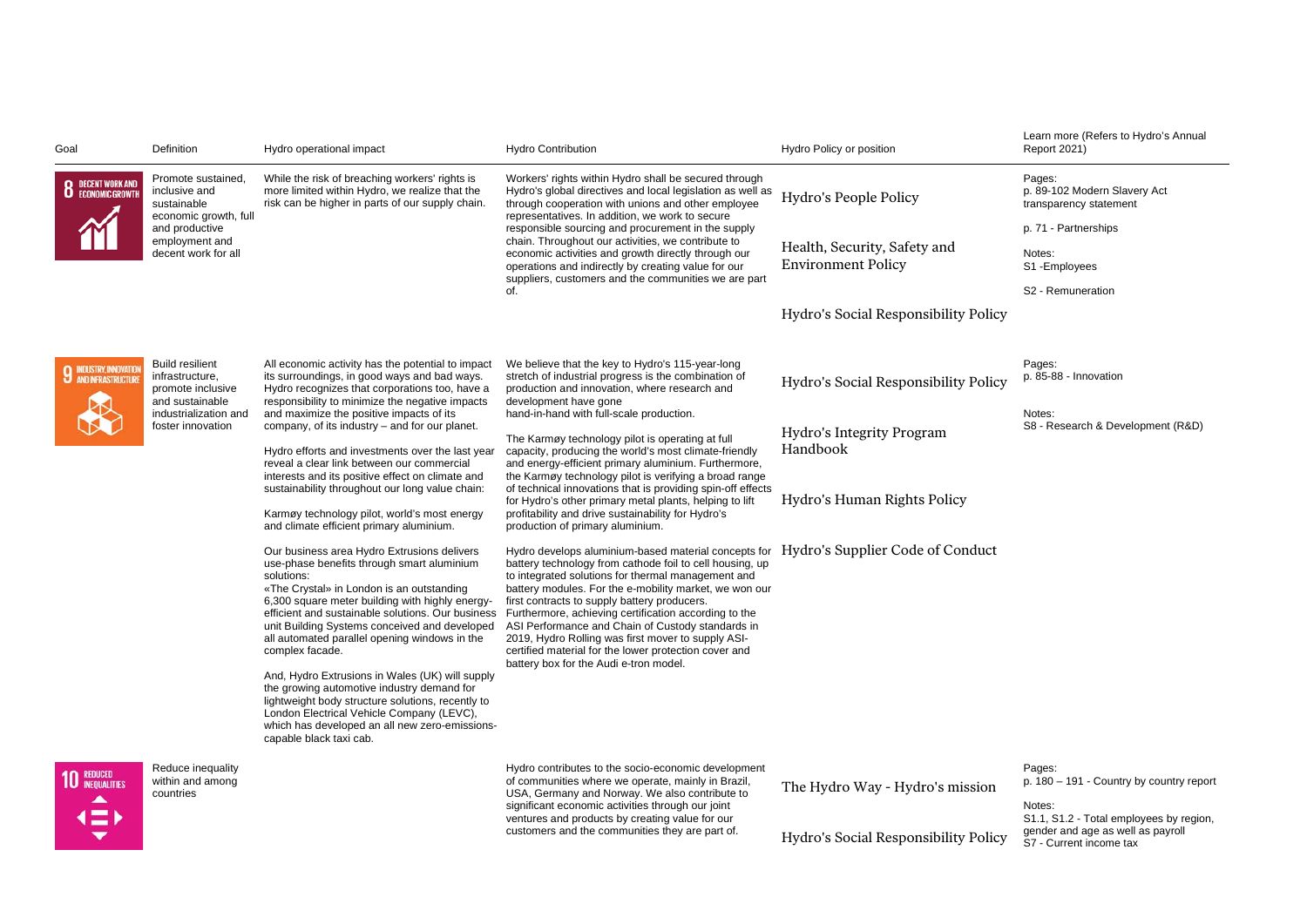| Goal | Definition | Hydro operational impact | Hydro Contribution | Hydro Policy or position | Learn more (Refers to Hydro's Annual Report 2021) |
|---|---|---|---|---|---|
| 8 DECENT WORK AND ECONOMIC GROWTH | Promote sustained, inclusive and sustainable economic growth, full and productive employment and decent work for all | While the risk of breaching workers' rights is more limited within Hydro, we realize that the risk can be higher in parts of our supply chain. | Workers' rights within Hydro shall be secured through Hydro's global directives and local legislation as well as through cooperation with unions and other employee representatives. In addition, we work to secure responsible sourcing and procurement in the supply chain. Throughout our activities, we contribute to economic activities and growth directly through our operations and indirectly by creating value for our suppliers, customers and the communities we are part of. | Hydro's People Policy<br><br>Health, Security, Safety and Environment Policy<br><br>Hydro's Social Responsibility Policy | Pages:<br>p. 89-102 Modern Slavery Act transparency statement<br><br>p. 71 - Partnerships<br><br>Notes:<br>S1 -Employees<br><br>S2 - Remuneration |
| 9 INDUSTRY, INNOVATION AND INFRASTRUCTURE | Build resilient infrastructure, promote inclusive and sustainable industrialization and foster innovation | All economic activity has the potential to impact its surroundings, in good ways and bad ways. Hydro recognizes that corporations too, have a responsibility to minimize the negative impacts and maximize the positive impacts of its company, of its industry – and for our planet.<br><br>Hydro efforts and investments over the last year reveal a clear link between our commercial interests and its positive effect on climate and sustainability throughout our long value chain:<br><br>Karmøy technology pilot, world's most energy and climate efficient primary aluminium.<br><br>Our business area Hydro Extrusions delivers use-phase benefits through smart aluminium solutions:<br>«The Crystal» in London is an outstanding 6,300 square meter building with highly energy-efficient and sustainable solutions. Our business unit Building Systems conceived and developed all automated parallel opening windows in the complex facade.<br><br>And, Hydro Extrusions in Wales (UK) will supply the growing automotive industry demand for lightweight body structure solutions, recently to London Electrical Vehicle Company (LEVC), which has developed an all new zero-emissions-capable black taxi cab. | We believe that the key to Hydro's 115-year-long stretch of industrial progress is the combination of production and innovation, where research and development have gone hand-in-hand with full-scale production.<br><br>The Karmøy technology pilot is operating at full capacity, producing the world's most climate-friendly and energy-efficient primary aluminium. Furthermore, the Karmøy technology pilot is verifying a broad range of technical innovations that is providing spin-off effects for Hydro's other primary metal plants, helping to lift profitability and drive sustainability for Hydro's production of primary aluminium.<br><br>Hydro develops aluminium-based material concepts for battery technology from cathode foil to cell housing, up to integrated solutions for thermal management and battery modules. For the e-mobility market, we won our first contracts to supply battery producers. Furthermore, achieving certification according to the ASI Performance and Chain of Custody standards in 2019, Hydro Rolling was first mover to supply ASI-certified material for the lower protection cover and battery box for the Audi e-tron model. | Hydro's Social Responsibility Policy<br><br>Hydro's Integrity Program Handbook<br><br>Hydro's Human Rights Policy<br><br>Hydro's Supplier Code of Conduct | Pages:<br>p. 85-88 - Innovation<br><br>Notes:<br>S8 - Research & Development (R&D) |
| 10 REDUCED INEQUALITIES | Reduce inequality within and among countries | | Hydro contributes to the socio-economic development of communities where we operate, mainly in Brazil, USA, Germany and Norway. We also contribute to significant economic activities through our joint ventures and products by creating value for our customers and the communities they are part of. | The Hydro Way - Hydro's mission<br><br>Hydro's Social Responsibility Policy | Pages:<br>p. 180 – 191 - Country by country report<br><br>Notes:<br>S1.1, S1.2 - Total employees by region, gender and age as well as payroll<br>S7 - Current income tax |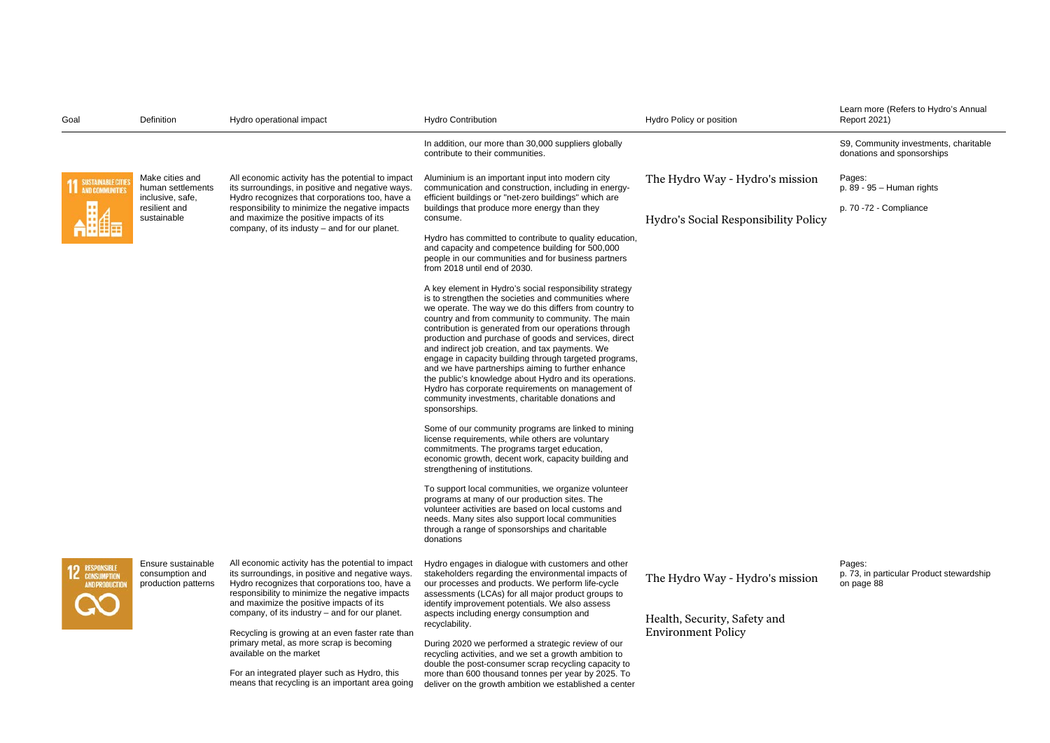| Goal | Definition | Hydro operational impact | Hydro Contribution | Hydro Policy or position | Learn more (Refers to Hydro's Annual Report 2021) |
|---|---|---|---|---|---|
| | | | In addition, our more than 30,000 suppliers globally contribute to their communities. | | S9, Community investments, charitable donations and sponsorships |
| 11 SUSTAINABLE CITIES AND COMMUNITIES | Make cities and human settlements inclusive, safe, resilient and sustainable | All economic activity has the potential to impact its surroundings, in positive and negative ways. Hydro recognizes that corporations too, have a responsibility to minimize the negative impacts and maximize the positive impacts of its company, of its industry – and for our planet. | Aluminium is an important input into modern city communication and construction, including in energy-efficient buildings or "net-zero buildings" which are buildings that produce more energy than they consume.<br><br>Hydro has committed to contribute to quality education, and capacity and competence building for 500,000 people in our communities and for business partners from 2018 until end of 2030.<br><br>A key element in Hydro's social responsibility strategy is to strengthen the societies and communities where we operate. The way we do this differs from country to country and from community to community. The main contribution is generated from our operations through production and purchase of goods and services, direct and indirect job creation, and tax payments. We engage in capacity building through targeted programs, and we have partnerships aiming to further enhance the public's knowledge about Hydro and its operations. Hydro has corporate requirements on management of community investments, charitable donations and sponsorships.<br><br>Some of our community programs are linked to mining license requirements, while others are voluntary commitments. The programs target education, economic growth, decent work, capacity building and strengthening of institutions.<br><br>To support local communities, we organize volunteer programs at many of our production sites. The volunteer activities are based on local customs and needs. Many sites also support local communities through a range of sponsorships and charitable donations | The Hydro Way - Hydro's mission<br><br>Hydro's Social Responsibility Policy | Pages:<br>p. 89 - 95 – Human rights<br><br>p. 70 -72 - Compliance |
| 12 RESPONSIBLE CONSUMPTION AND PRODUCTION | Ensure sustainable consumption and production patterns | All economic activity has the potential to impact its surroundings, in positive and negative ways. Hydro recognizes that corporations too, have a responsibility to minimize the negative impacts and maximize the positive impacts of its company, of its industry – and for our planet.<br><br>Recycling is growing at an even faster rate than primary metal, as more scrap is becoming available on the market<br><br>For an integrated player such as Hydro, this means that recycling is an important area going | Hydro engages in dialogue with customers and other stakeholders regarding the environmental impacts of our processes and products. We perform life-cycle assessments (LCAs) for all major product groups to identify improvement potentials. We also assess aspects including energy consumption and recyclability.<br><br>During 2020 we performed a strategic review of our recycling activities, and we set a growth ambition to double the post-consumer scrap recycling capacity to more than 600 thousand tonnes per year by 2025. To deliver on the growth ambition we established a center | The Hydro Way - Hydro's mission<br><br>Health, Security, Safety and Environment Policy | Pages:<br>p. 73, in particular Product stewardship on page 88 |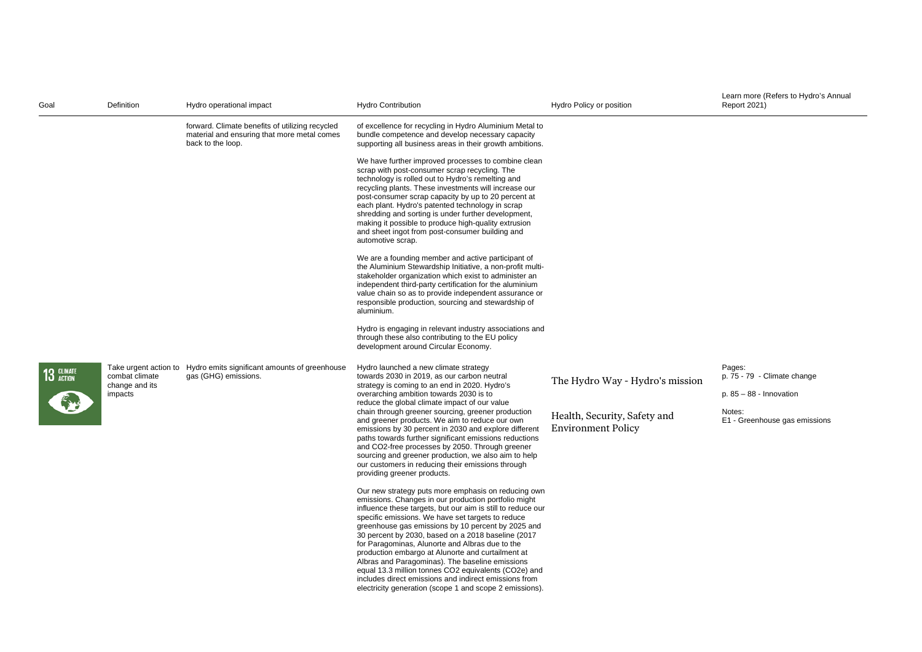| Goal | Definition | Hydro operational impact | Hydro Contribution | Hydro Policy or position | Learn more (Refers to Hydro's Annual Report 2021) |
|---|---|---|---|---|---|
| | | forward. Climate benefits of utilizing recycled material and ensuring that more metal comes back to the loop. | of excellence for recycling in Hydro Aluminium Metal to bundle competence and develop necessary capacity supporting all business areas in their growth ambitions.<br><br>We have further improved processes to combine clean scrap with post-consumer scrap recycling. The technology is rolled out to Hydro's remelting and recycling plants. These investments will increase our post-consumer scrap capacity by up to 20 percent at each plant. Hydro's patented technology in scrap shredding and sorting is under further development, making it possible to produce high-quality extrusion and sheet ingot from post-consumer building and automotive scrap.<br><br>We are a founding member and active participant of the Aluminium Stewardship Initiative, a non-profit multi-stakeholder organization which exist to administer an independent third-party certification for the aluminium value chain so as to provide independent assurance or responsible production, sourcing and stewardship of aluminium.<br><br>Hydro is engaging in relevant industry associations and through these also contributing to the EU policy development around Circular Economy. | | |
| 13 CLIMATE ACTION | Take urgent action to combat climate change and its impacts | Hydro emits significant amounts of greenhouse gas (GHG) emissions. | Hydro launched a new climate strategy towards 2030 in 2019, as our carbon neutral strategy is coming to an end in 2020. Hydro's overarching ambition towards 2030 is to reduce the global climate impact of our value chain through greener sourcing, greener production and greener products. We aim to reduce our own emissions by 30 percent in 2030 and explore different paths towards further significant emissions reductions and CO2-free processes by 2050. Through greener sourcing and greener production, we also aim to help our customers in reducing their emissions through providing greener products.<br><br>Our new strategy puts more emphasis on reducing own emissions. Changes in our production portfolio might influence these targets, but our aim is still to reduce our specific emissions. We have set targets to reduce greenhouse gas emissions by 10 percent by 2025 and 30 percent by 2030, based on a 2018 baseline (2017 for Paragominas, Alunorte and Albras due to the production embargo at Alunorte and curtailment at Albras and Paragominas). The baseline emissions equal 13.3 million tonnes CO2 equivalents (CO2e) and includes direct emissions and indirect emissions from electricity generation (scope 1 and scope 2 emissions). | The Hydro Way - Hydro's mission<br><br>Health, Security, Safety and Environment Policy | Pages:<br>p. 75 - 79 - Climate change<br><br>p. 85 – 88 - Innovation<br><br>Notes:<br>E1 - Greenhouse gas emissions |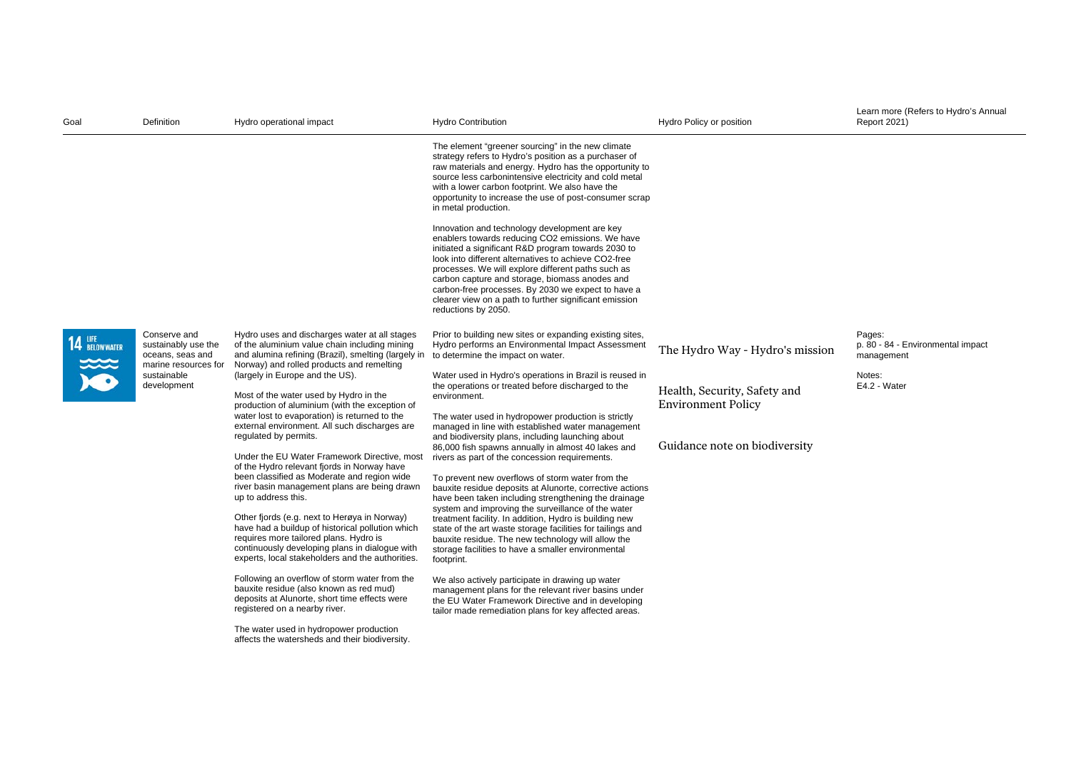| Goal | Definition | Hydro operational impact | Hydro Contribution | Hydro Policy or position | Learn more (Refers to Hydro's Annual Report 2021) |
|---|---|---|---|---|---|
| | | | The element "greener sourcing" in the new climate strategy refers to Hydro's position as a purchaser of raw materials and energy. Hydro has the opportunity to source less carbonintensive electricity and cold metal with a lower carbon footprint. We also have the opportunity to increase the use of post-consumer scrap in metal production.<br><br>Innovation and technology development are key enablers towards reducing CO2 emissions. We have initiated a significant R&D program towards 2030 to look into different alternatives to achieve CO2-free processes. We will explore different paths such as carbon capture and storage, biomass anodes and carbon-free processes. By 2030 we expect to have a clearer view on a path to further significant emission reductions by 2050. | | |
| 14 LIFE BELOW WATER | Conserve and sustainably use the oceans, seas and marine resources for sustainable development | Hydro uses and discharges water at all stages of the aluminium value chain including mining and alumina refining (Brazil), smelting (largely in Norway) and rolled products and remelting (largely in Europe and the US).<br><br>Most of the water used by Hydro in the production of aluminium (with the exception of water lost to evaporation) is returned to the external environment. All such discharges are regulated by permits.<br><br>Under the EU Water Framework Directive, most of the Hydro relevant fjords in Norway have been classified as Moderate and region wide river basin management plans are being drawn up to address this.<br><br>Other fjords (e.g. next to Herøya in Norway) have had a buildup of historical pollution which requires more tailored plans. Hydro is continuously developing plans in dialogue with experts, local stakeholders and the authorities.<br><br>Following an overflow of storm water from the bauxite residue (also known as red mud) deposits at Alunorte, short time effects were registered on a nearby river.<br><br>The water used in hydropower production affects the watersheds and their biodiversity. | Prior to building new sites or expanding existing sites, Hydro performs an Environmental Impact Assessment to determine the impact on water.<br><br>Water used in Hydro's operations in Brazil is reused in the operations or treated before discharged to the environment.<br><br>The water used in hydropower production is strictly managed in line with established water management and biodiversity plans, including launching about 86,000 fish spawns annually in almost 40 lakes and rivers as part of the concession requirements.<br><br>To prevent new overflows of storm water from the bauxite residue deposits at Alunorte, corrective actions have been taken including strengthening the drainage system and improving the surveillance of the water treatment facility. In addition, Hydro is building new state of the art waste storage facilities for tailings and bauxite residue. The new technology will allow the storage facilities to have a smaller environmental footprint.<br><br>We also actively participate in drawing up water management plans for the relevant river basins under the EU Water Framework Directive and in developing tailor made remediation plans for key affected areas. | The Hydro Way - Hydro's mission<br><br>Health, Security, Safety and Environment Policy<br><br>Guidance note on biodiversity | Pages:<br>p. 80 - 84 - Environmental impact management<br><br>Notes:<br>E4.2 - Water |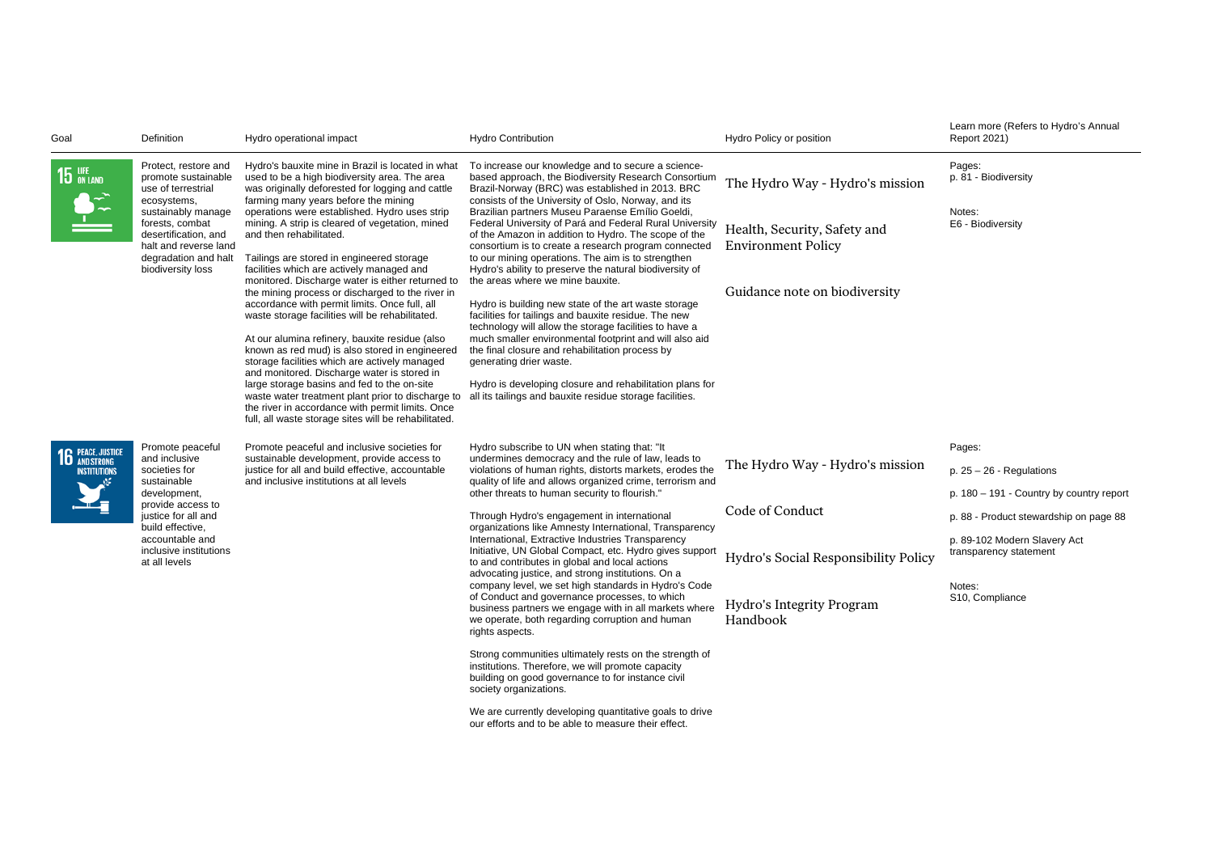| Goal | Definition | Hydro operational impact | Hydro Contribution | Hydro Policy or position | Learn more (Refers to Hydro's Annual Report 2021) |
|---|---|---|---|---|---|
| 15 LIFE ON LAND | Protect, restore and promote sustainable use of terrestrial ecosystems, sustainably manage forests, combat desertification, and halt and reverse land degradation and halt biodiversity loss | Hydro's bauxite mine in Brazil is located in what used to be a high biodiversity area. The area was originally deforested for logging and cattle farming many years before the mining operations were established. Hydro uses strip mining. A strip is cleared of vegetation, mined and then rehabilitated.<br><br>Tailings are stored in engineered storage facilities which are actively managed and monitored. Discharge water is either returned to the mining process or discharged to the river in accordance with permit limits. Once full, all waste storage facilities will be rehabilitated.<br><br>At our alumina refinery, bauxite residue (also known as red mud) is also stored in engineered storage facilities which are actively managed and monitored. Discharge water is stored in large storage basins and fed to the on-site waste water treatment plant prior to discharge to the river in accordance with permit limits. Once full, all waste storage sites will be rehabilitated. | To increase our knowledge and to secure a science-based approach, the Biodiversity Research Consortium Brazil-Norway (BRC) was established in 2013. BRC consists of the University of Oslo, Norway, and its Brazilian partners Museu Paraense Emílio Goeldi, Federal University of Pará and Federal Rural University of the Amazon in addition to Hydro. The scope of the consortium is to create a research program connected to our mining operations. The aim is to strengthen Hydro's ability to preserve the natural biodiversity of the areas where we mine bauxite.<br><br>Hydro is building new state of the art waste storage facilities for tailings and bauxite residue. The new technology will allow the storage facilities to have a much smaller environmental footprint and will also aid the final closure and rehabilitation process by generating drier waste.<br><br>Hydro is developing closure and rehabilitation plans for all its tailings and bauxite residue storage facilities. | The Hydro Way - Hydro's mission<br><br>Health, Security, Safety and Environment Policy<br><br>Guidance note on biodiversity | Pages:<br>p. 81 - Biodiversity<br><br>Notes:<br>E6 - Biodiversity |
| 16 PEACE, JUSTICE AND STRONG INSTITUTIONS | Promote peaceful and inclusive societies for sustainable development, provide access to justice for all and build effective, accountable and inclusive institutions at all levels | Promote peaceful and inclusive societies for sustainable development, provide access to justice for all and build effective, accountable and inclusive institutions at all levels | Hydro subscribe to UN when stating that: "It undermines democracy and the rule of law, leads to violations of human rights, distorts markets, erodes the quality of life and allows organized crime, terrorism and other threats to human security to flourish."<br><br>Through Hydro's engagement in international organizations like Amnesty International, Transparency International, Extractive Industries Transparency Initiative, UN Global Compact, etc. Hydro gives support to and contributes in global and local actions advocating justice, and strong institutions. On a company level, we set high standards in Hydro's Code of Conduct and governance processes, to which business partners we engage with in all markets where we operate, both regarding corruption and human rights aspects.<br><br>Strong communities ultimately rests on the strength of institutions. Therefore, we will promote capacity building on good governance to for instance civil society organizations.<br><br>We are currently developing quantitative goals to drive our efforts and to be able to measure their effect. | The Hydro Way - Hydro's mission<br><br>Code of Conduct<br><br>Hydro's Social Responsibility Policy<br><br>Hydro's Integrity Program Handbook | Pages:<br>p. 25 – 26 - Regulations<br>p. 180 – 191 - Country by country report<br>p. 88 - Product stewardship on page 88<br>p. 89-102 Modern Slavery Act transparency statement<br><br>Notes:<br>S10, Compliance |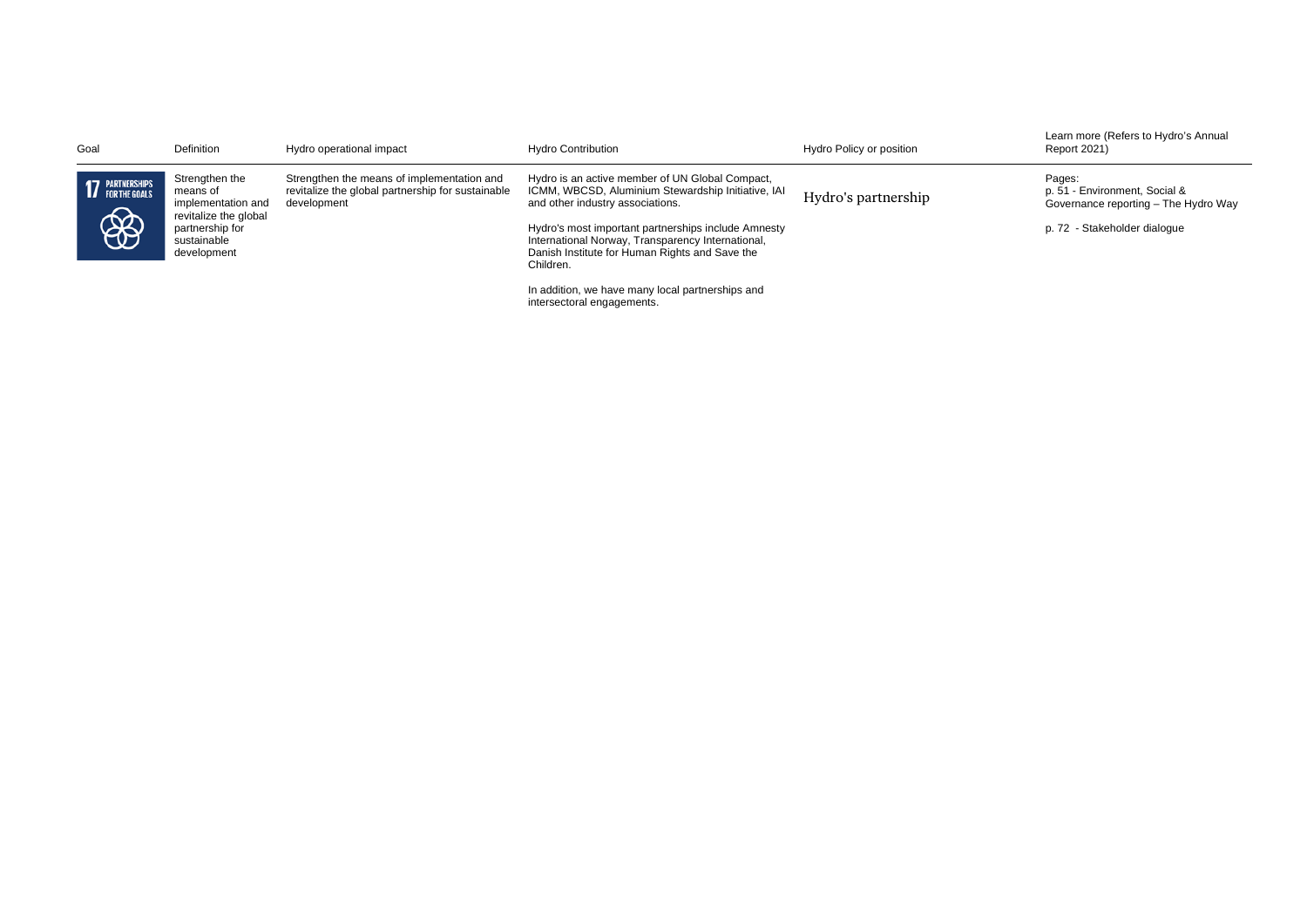| Goal | Definition | Hydro operational impact | Hydro Contribution | Hydro Policy or position | Learn more (Refers to Hydro's Annual Report 2021) |
|---|---|---|---|---|---|
| 17 PARTNERSHIPS FOR THE GOALS | Strengthen the means of implementation and revitalize the global partnership for sustainable development | Strengthen the means of implementation and revitalize the global partnership for sustainable development | Hydro is an active member of UN Global Compact, ICMM, WBCSD, Aluminium Stewardship Initiative, IAI and other industry associations.<br><br>Hydro's most important partnerships include Amnesty International Norway, Transparency International, Danish Institute for Human Rights and Save the Children.<br><br>In addition, we have many local partnerships and intersectoral engagements. | Hydro's partnership | Pages:<br>p. 51 - Environment, Social & Governance reporting – The Hydro Way<br><br>p. 72 - Stakeholder dialogue |